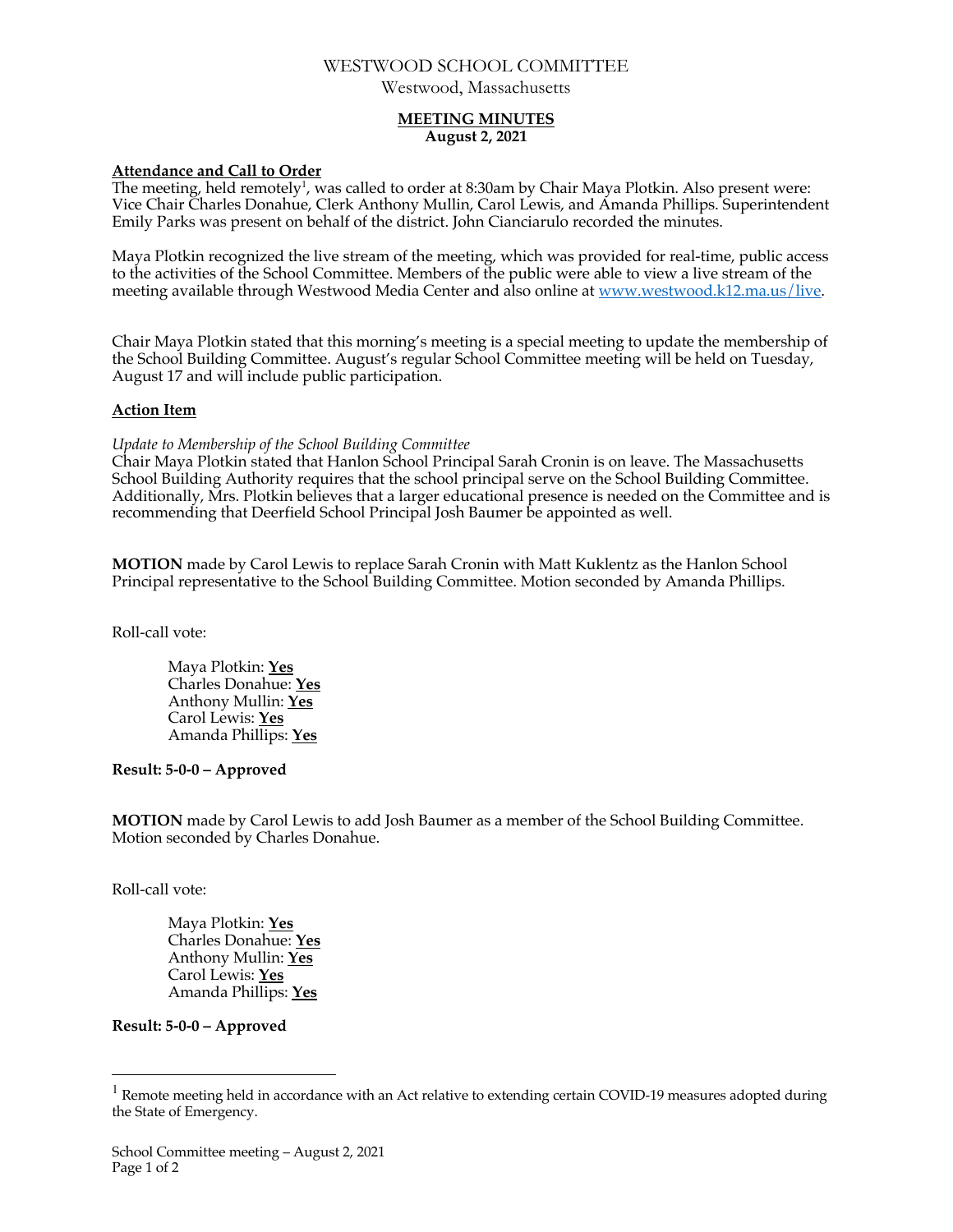# WESTWOOD SCHOOL COMMITTEE

Westwood, Massachusetts

**MEETING MINUTES**
**August 2, 2021**

**Attendance and Call to Order**

The meeting, held remotely[1], was called to order at 8:30am by Chair Maya Plotkin. Also present were: Vice Chair Charles Donahue, Clerk Anthony Mullin, Carol Lewis, and Amanda Phillips. Superintendent Emily Parks was present on behalf of the district. John Cianciarulo recorded the minutes.

Maya Plotkin recognized the live stream of the meeting, which was provided for real-time, public access to the activities of the School Committee. Members of the public were able to view a live stream of the meeting available through Westwood Media Center and also online at www.westwood.k12.ma.us/live.

Chair Maya Plotkin stated that this morning's meeting is a special meeting to update the membership of the School Building Committee. August's regular School Committee meeting will be held on Tuesday, August 17 and will include public participation.

**Action Item**

*Update to Membership of the School Building Committee*

Chair Maya Plotkin stated that Hanlon School Principal Sarah Cronin is on leave. The Massachusetts School Building Authority requires that the school principal serve on the School Building Committee. Additionally, Mrs. Plotkin believes that a larger educational presence is needed on the Committee and is recommending that Deerfield School Principal Josh Baumer be appointed as well.

**MOTION** made by Carol Lewis to replace Sarah Cronin with Matt Kuklentz as the Hanlon School Principal representative to the School Building Committee. Motion seconded by Amanda Phillips.

Roll-call vote:

Maya Plotkin: **Yes**
Charles Donahue: **Yes**
Anthony Mullin: **Yes**
Carol Lewis: **Yes**
Amanda Phillips: **Yes**

**Result: 5-0-0 – Approved**

**MOTION** made by Carol Lewis to add Josh Baumer as a member of the School Building Committee. Motion seconded by Charles Donahue.

Roll-call vote:

Maya Plotkin: **Yes**
Charles Donahue: **Yes**
Anthony Mullin: **Yes**
Carol Lewis: **Yes**
Amanda Phillips: **Yes**

**Result: 5-0-0 – Approved**

---

[1] Remote meeting held in accordance with an Act relative to extending certain COVID-19 measures adopted during the State of Emergency.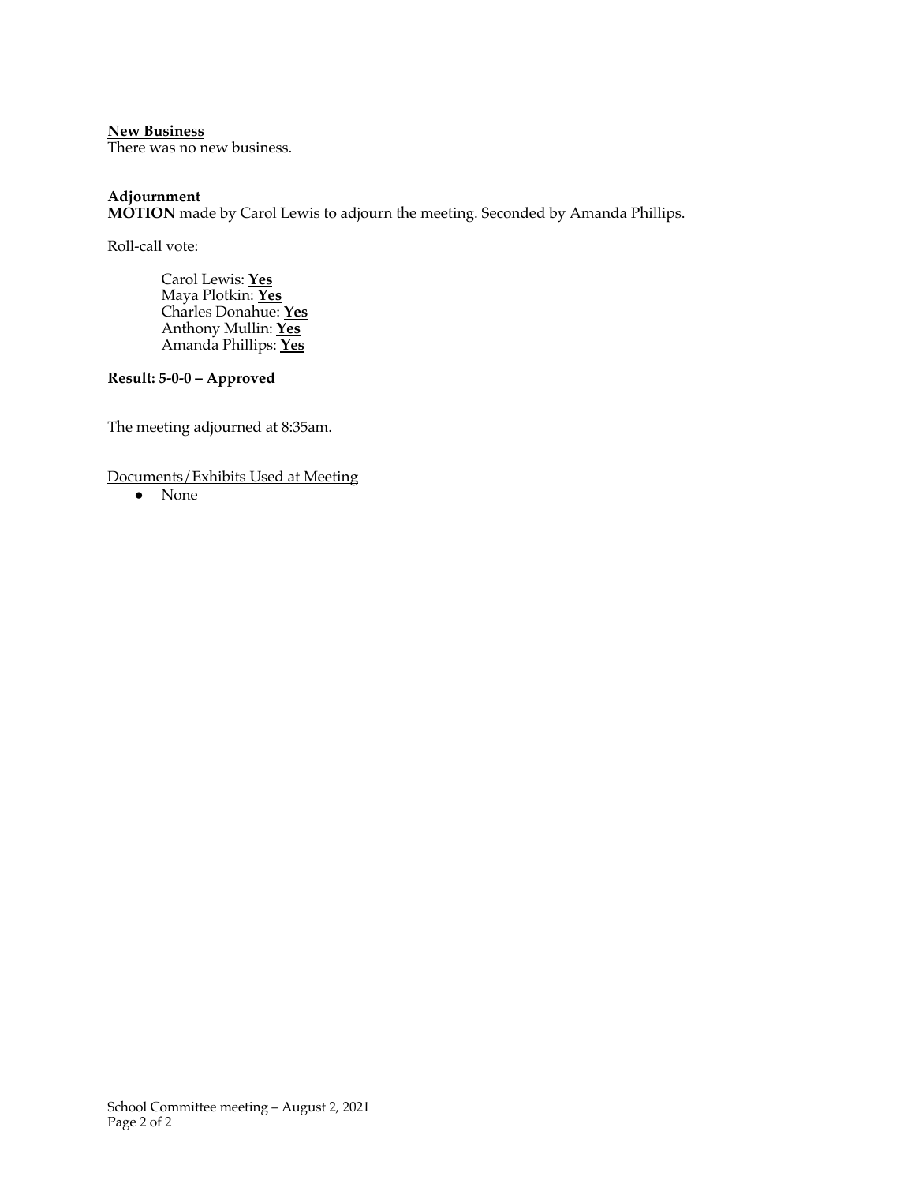**New Business**
There was no new business.

**Adjournment**
**MOTION** made by Carol Lewis to adjourn the meeting. Seconded by Amanda Phillips.

Roll-call vote:

Carol Lewis: **Yes**
Maya Plotkin: **Yes**
Charles Donahue: **Yes**
Anthony Mullin: **Yes**
Amanda Phillips: **Yes**

**Result: 5-0-0 – Approved**

The meeting adjourned at 8:35am.

Documents/Exhibits Used at Meeting

- None